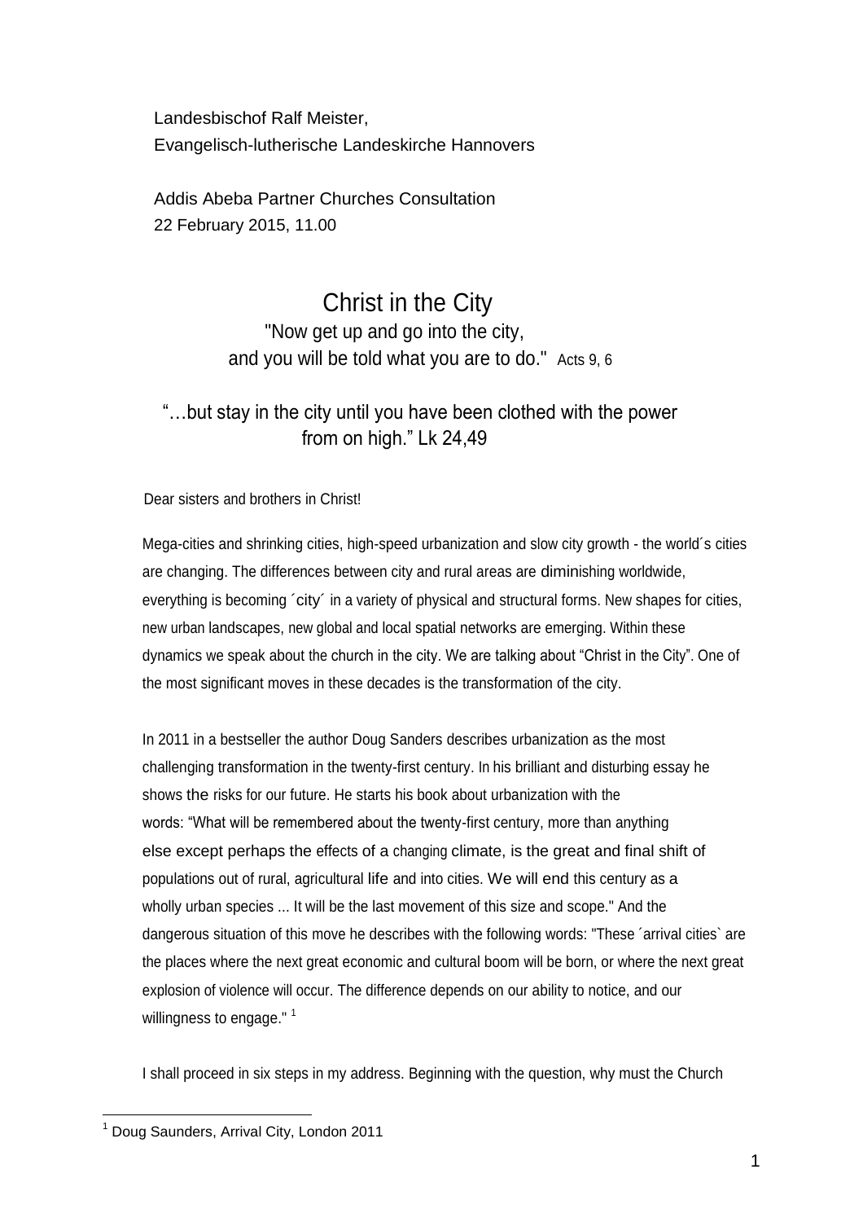Landesbischof Ralf Meister,
Evangelisch-lutherische Landeskirche Hannovers

Addis Abeba Partner Churches Consultation
22 February 2015, 11.00

# Christ in the City

"Now get up and go into the city,
and you will be told what you are to do." Acts 9, 6

"…but stay in the city until you have been clothed with the power from on high." Lk 24,49

Dear sisters and brothers in Christ!

Mega-cities and shrinking cities, high-speed urbanization and slow city growth - the world´s cities are changing. The differences between city and rural areas are diminishing worldwide, everything is becoming ´city´ in a variety of physical and structural forms. New shapes for cities, new urban landscapes, new global and local spatial networks are emerging. Within these dynamics we speak about the church in the city. We are talking about "Christ in the City". One of the most significant moves in these decades is the transformation of the city.

In 2011 in a bestseller the author Doug Sanders describes urbanization as the most challenging transformation in the twenty-first century. In his brilliant and disturbing essay he shows the risks for our future. He starts his book about urbanization with the words: "What will be remembered about the twenty-first century, more than anything else except perhaps the effects of a changing climate, is the great and final shift of populations out of rural, agricultural life and into cities. We will end this century as a wholly urban species ... It will be the last movement of this size and scope." And the dangerous situation of this move he describes with the following words: "These ´arrival cities` are the places where the next great economic and cultural boom will be born, or where the next great explosion of violence will occur. The difference depends on our ability to notice, and our willingness to engage." [1]

I shall proceed in six steps in my address. Beginning with the question, why must the Church

[1] Doug Saunders, Arrival City, London 2011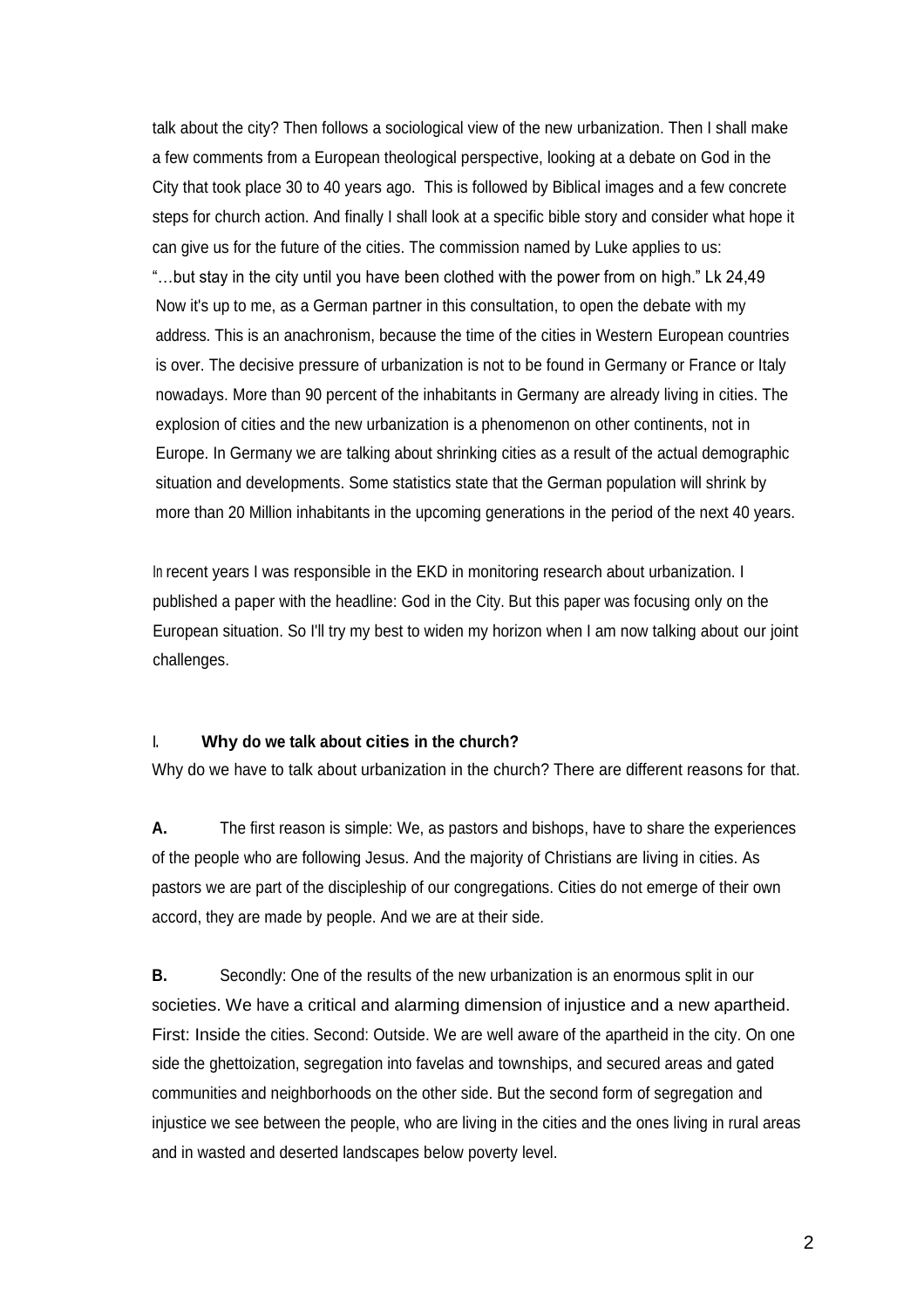talk about the city? Then follows a sociological view of the new urbanization. Then I shall make a few comments from a European theological perspective, looking at a debate on God in the City that took place 30 to 40 years ago. This is followed by Biblical images and a few concrete steps for church action. And finally I shall look at a specific bible story and consider what hope it can give us for the future of the cities. The commission named by Luke applies to us: "…but stay in the city until you have been clothed with the power from on high." Lk 24,49

Now it's up to me, as a German partner in this consultation, to open the debate with my address. This is an anachronism, because the time of the cities in Western European countries is over. The decisive pressure of urbanization is not to be found in Germany or France or Italy nowadays. More than 90 percent of the inhabitants in Germany are already living in cities. The explosion of cities and the new urbanization is a phenomenon on other continents, not in Europe. In Germany we are talking about shrinking cities as a result of the actual demographic situation and developments. Some statistics state that the German population will shrink by more than 20 Million inhabitants in the upcoming generations in the period of the next 40 years.

In recent years I was responsible in the EKD in monitoring research about urbanization. I published a paper with the headline: God in the City. But this paper was focusing only on the European situation. So I'll try my best to widen my horizon when I am now talking about our joint challenges.

## I. Why do we talk about cities in the church?

Why do we have to talk about urbanization in the church? There are different reasons for that.

**A.** The first reason is simple: We, as pastors and bishops, have to share the experiences of the people who are following Jesus. And the majority of Christians are living in cities. As pastors we are part of the discipleship of our congregations. Cities do not emerge of their own accord, they are made by people. And we are at their side.

**B.** Secondly: One of the results of the new urbanization is an enormous split in our societies. We have a critical and alarming dimension of injustice and a new apartheid. First: Inside the cities. Second: Outside. We are well aware of the apartheid in the city. On one side the ghettoization, segregation into favelas and townships, and secured areas and gated communities and neighborhoods on the other side. But the second form of segregation and injustice we see between the people, who are living in the cities and the ones living in rural areas and in wasted and deserted landscapes below poverty level.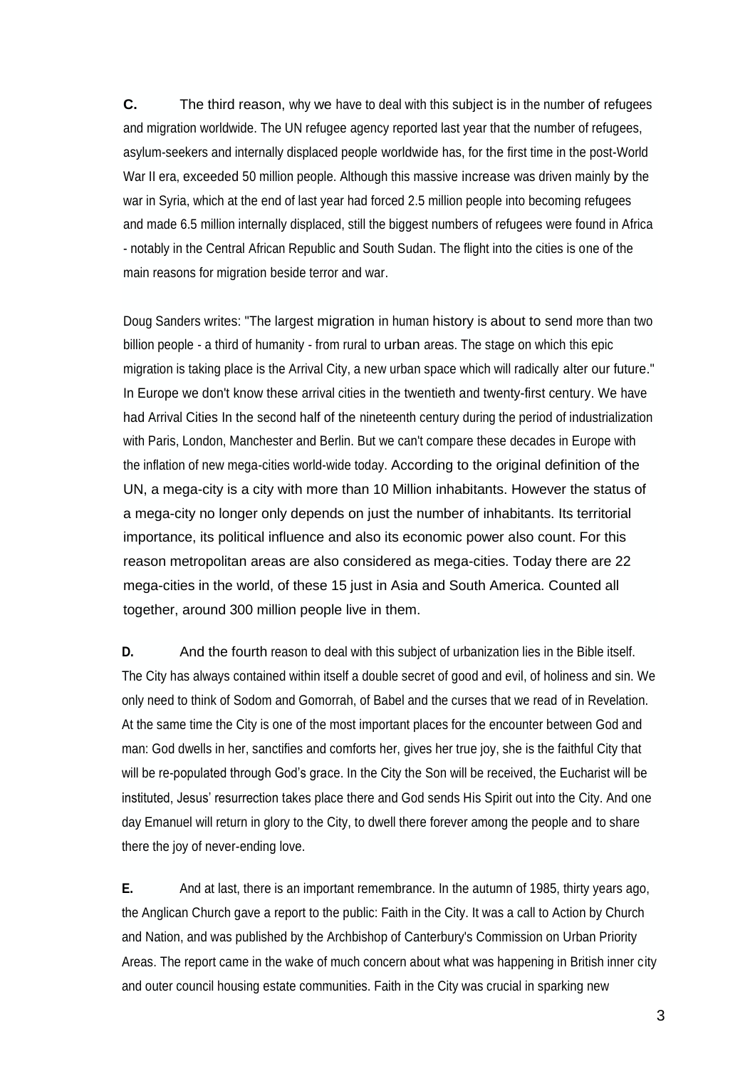**C.** The third reason, why we have to deal with this subject is in the number of refugees and migration worldwide. The UN refugee agency reported last year that the number of refugees, asylum-seekers and internally displaced people worldwide has, for the first time in the post-World War II era, exceeded 50 million people. Although this massive increase was driven mainly by the war in Syria, which at the end of last year had forced 2.5 million people into becoming refugees and made 6.5 million internally displaced, still the biggest numbers of refugees were found in Africa - notably in the Central African Republic and South Sudan. The flight into the cities is one of the main reasons for migration beside terror and war.

Doug Sanders writes: "The largest migration in human history is about to send more than two billion people - a third of humanity - from rural to urban areas. The stage on which this epic migration is taking place is the Arrival City, a new urban space which will radically alter our future." In Europe we don't know these arrival cities in the twentieth and twenty-first century. We have had Arrival Cities In the second half of the nineteenth century during the period of industrialization with Paris, London, Manchester and Berlin. But we can't compare these decades in Europe with the inflation of new mega-cities world-wide today. According to the original definition of the UN, a mega-city is a city with more than 10 Million inhabitants. However the status of a mega-city no longer only depends on just the number of inhabitants. Its territorial importance, its political influence and also its economic power also count. For this reason metropolitan areas are also considered as mega-cities. Today there are 22 mega-cities in the world, of these 15 just in Asia and South America. Counted all together, around 300 million people live in them.

**D.** And the fourth reason to deal with this subject of urbanization lies in the Bible itself. The City has always contained within itself a double secret of good and evil, of holiness and sin. We only need to think of Sodom and Gomorrah, of Babel and the curses that we read of in Revelation. At the same time the City is one of the most important places for the encounter between God and man: God dwells in her, sanctifies and comforts her, gives her true joy, she is the faithful City that will be re-populated through God's grace. In the City the Son will be received, the Eucharist will be instituted, Jesus' resurrection takes place there and God sends His Spirit out into the City. And one day Emanuel will return in glory to the City, to dwell there forever among the people and to share there the joy of never-ending love.

**E.** And at last, there is an important remembrance. In the autumn of 1985, thirty years ago, the Anglican Church gave a report to the public: Faith in the City. It was a call to Action by Church and Nation, and was published by the Archbishop of Canterbury's Commission on Urban Priority Areas. The report came in the wake of much concern about what was happening in British inner city and outer council housing estate communities. Faith in the City was crucial in sparking new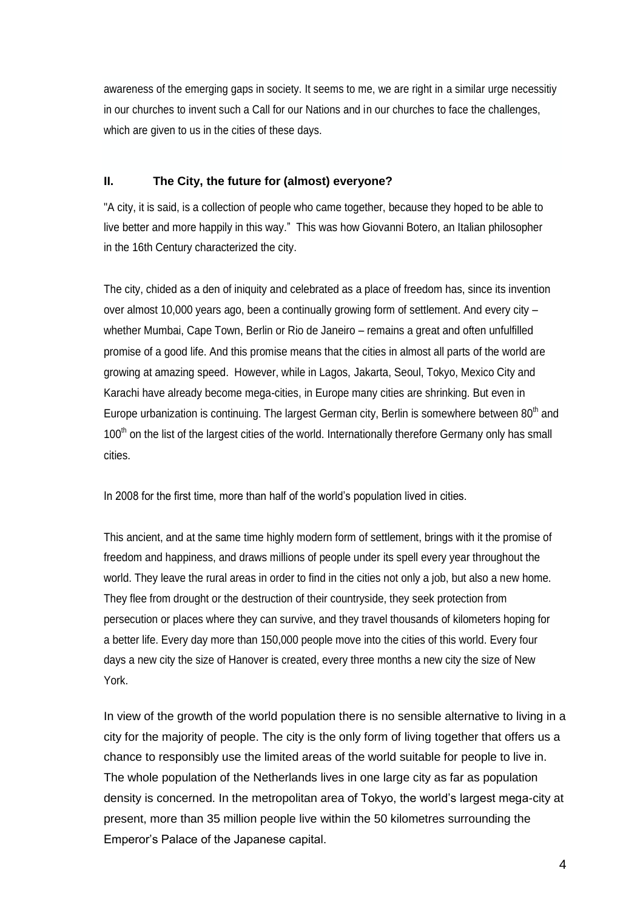awareness of the emerging gaps in society. It seems to me, we are right in a similar urge necessitiy in our churches to invent such a Call for our Nations and in our churches to face the challenges, which are given to us in the cities of these days.

## II. The City, the future for (almost) everyone?

"A city, it is said, is a collection of people who came together, because they hoped to be able to live better and more happily in this way." This was how Giovanni Botero, an Italian philosopher in the 16th Century characterized the city.

The city, chided as a den of iniquity and celebrated as a place of freedom has, since its invention over almost 10,000 years ago, been a continually growing form of settlement. And every city – whether Mumbai, Cape Town, Berlin or Rio de Janeiro – remains a great and often unfulfilled promise of a good life. And this promise means that the cities in almost all parts of the world are growing at amazing speed. However, while in Lagos, Jakarta, Seoul, Tokyo, Mexico City and Karachi have already become mega-cities, in Europe many cities are shrinking. But even in Europe urbanization is continuing. The largest German city, Berlin is somewhere between 80th and 100th on the list of the largest cities of the world. Internationally therefore Germany only has small cities.

In 2008 for the first time, more than half of the world's population lived in cities.

This ancient, and at the same time highly modern form of settlement, brings with it the promise of freedom and happiness, and draws millions of people under its spell every year throughout the world. They leave the rural areas in order to find in the cities not only a job, but also a new home. They flee from drought or the destruction of their countryside, they seek protection from persecution or places where they can survive, and they travel thousands of kilometers hoping for a better life. Every day more than 150,000 people move into the cities of this world. Every four days a new city the size of Hanover is created, every three months a new city the size of New York.

In view of the growth of the world population there is no sensible alternative to living in a city for the majority of people. The city is the only form of living together that offers us a chance to responsibly use the limited areas of the world suitable for people to live in. The whole population of the Netherlands lives in one large city as far as population density is concerned. In the metropolitan area of Tokyo, the world's largest mega-city at present, more than 35 million people live within the 50 kilometres surrounding the Emperor's Palace of the Japanese capital.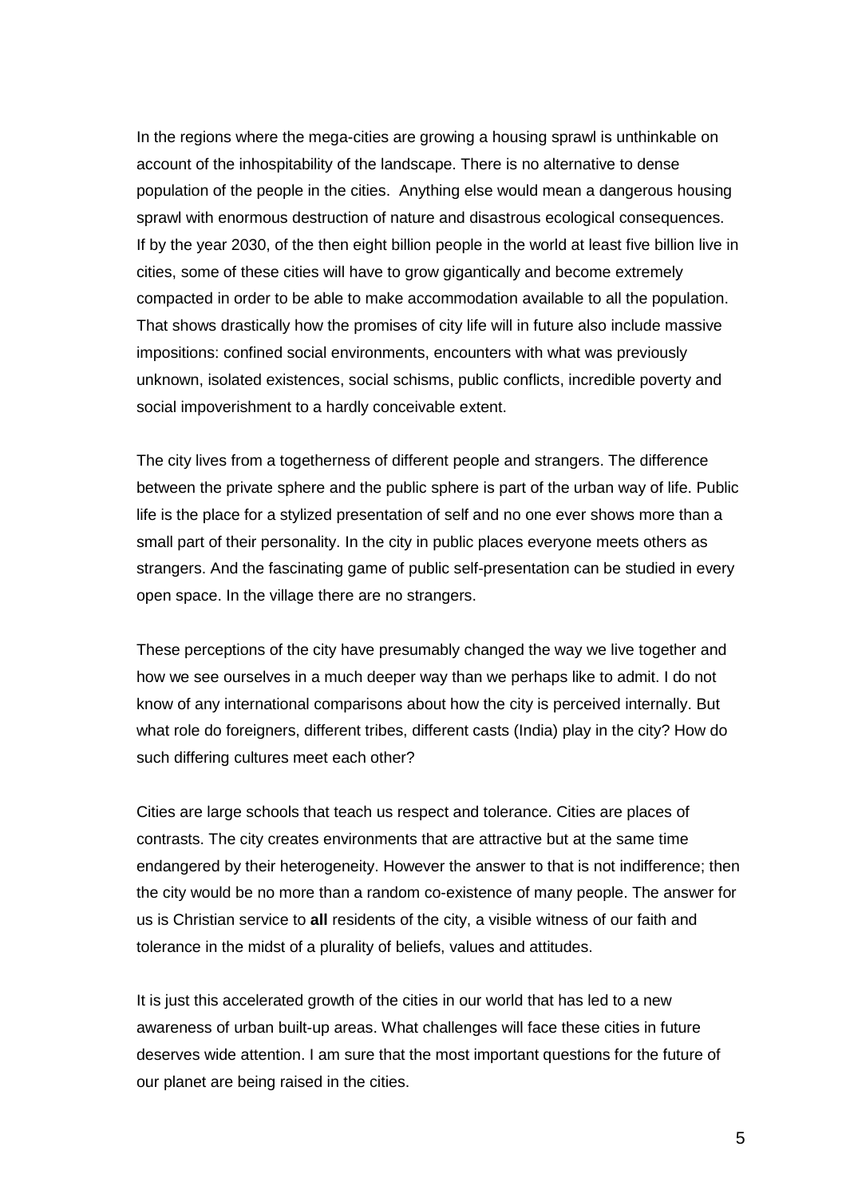In the regions where the mega-cities are growing a housing sprawl is unthinkable on account of the inhospitability of the landscape. There is no alternative to dense population of the people in the cities. Anything else would mean a dangerous housing sprawl with enormous destruction of nature and disastrous ecological consequences. If by the year 2030, of the then eight billion people in the world at least five billion live in cities, some of these cities will have to grow gigantically and become extremely compacted in order to be able to make accommodation available to all the population. That shows drastically how the promises of city life will in future also include massive impositions: confined social environments, encounters with what was previously unknown, isolated existences, social schisms, public conflicts, incredible poverty and social impoverishment to a hardly conceivable extent.

The city lives from a togetherness of different people and strangers. The difference between the private sphere and the public sphere is part of the urban way of life. Public life is the place for a stylized presentation of self and no one ever shows more than a small part of their personality. In the city in public places everyone meets others as strangers. And the fascinating game of public self-presentation can be studied in every open space. In the village there are no strangers.

These perceptions of the city have presumably changed the way we live together and how we see ourselves in a much deeper way than we perhaps like to admit. I do not know of any international comparisons about how the city is perceived internally. But what role do foreigners, different tribes, different casts (India) play in the city? How do such differing cultures meet each other?

Cities are large schools that teach us respect and tolerance. Cities are places of contrasts. The city creates environments that are attractive but at the same time endangered by their heterogeneity. However the answer to that is not indifference; then the city would be no more than a random co-existence of many people. The answer for us is Christian service to **all** residents of the city, a visible witness of our faith and tolerance in the midst of a plurality of beliefs, values and attitudes.

It is just this accelerated growth of the cities in our world that has led to a new awareness of urban built-up areas. What challenges will face these cities in future deserves wide attention. I am sure that the most important questions for the future of our planet are being raised in the cities.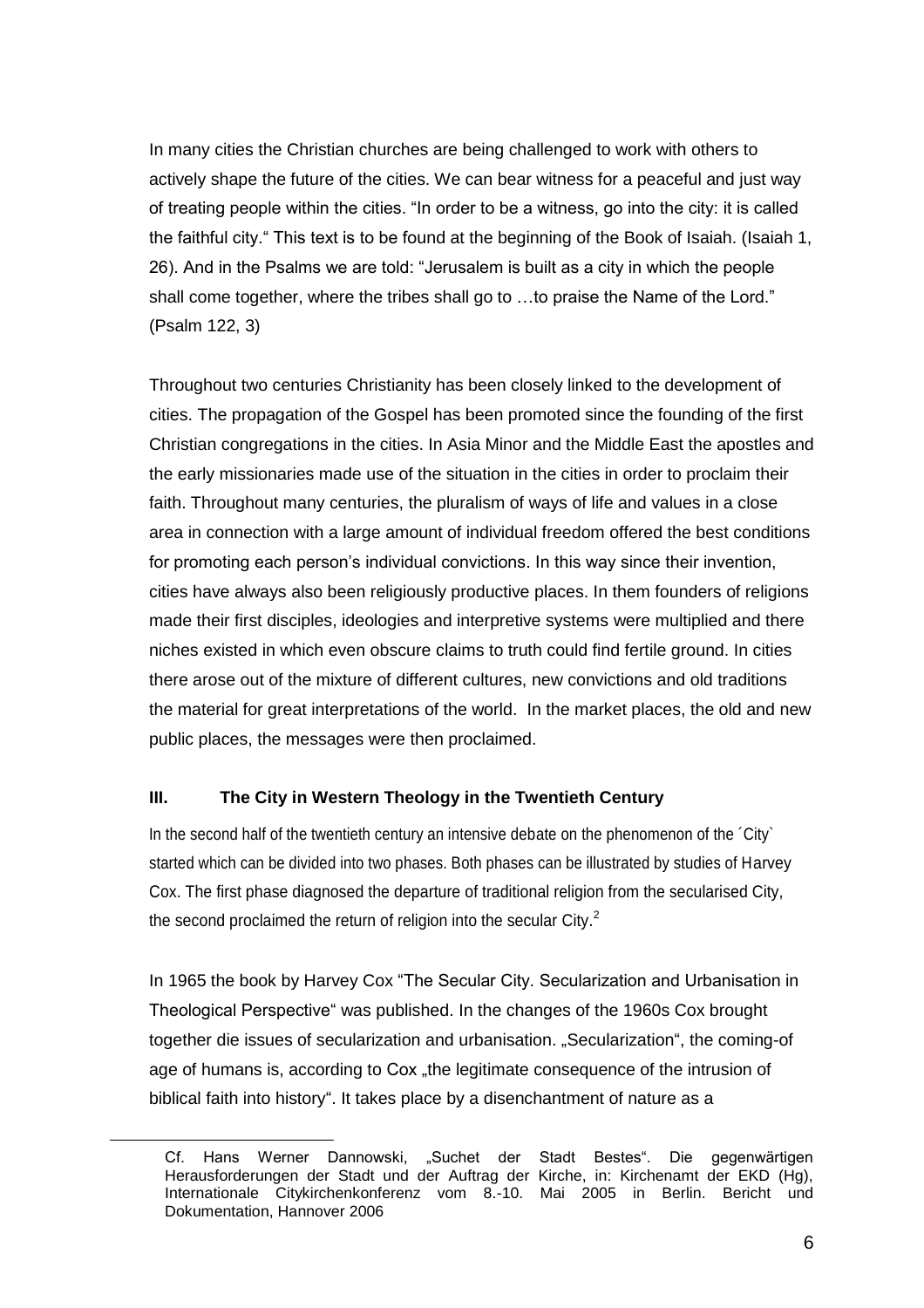In many cities the Christian churches are being challenged to work with others to actively shape the future of the cities. We can bear witness for a peaceful and just way of treating people within the cities. "In order to be a witness, go into the city: it is called the faithful city." This text is to be found at the beginning of the Book of Isaiah. (Isaiah 1, 26). And in the Psalms we are told: "Jerusalem is built as a city in which the people shall come together, where the tribes shall go to …to praise the Name of the Lord." (Psalm 122, 3)

Throughout two centuries Christianity has been closely linked to the development of cities. The propagation of the Gospel has been promoted since the founding of the first Christian congregations in the cities. In Asia Minor and the Middle East the apostles and the early missionaries made use of the situation in the cities in order to proclaim their faith. Throughout many centuries, the pluralism of ways of life and values in a close area in connection with a large amount of individual freedom offered the best conditions for promoting each person's individual convictions. In this way since their invention, cities have always also been religiously productive places. In them founders of religions made their first disciples, ideologies and interpretive systems were multiplied and there niches existed in which even obscure claims to truth could find fertile ground. In cities there arose out of the mixture of different cultures, new convictions and old traditions the material for great interpretations of the world. In the market places, the old and new public places, the messages were then proclaimed.

### III. The City in Western Theology in the Twentieth Century

In the second half of the twentieth century an intensive debate on the phenomenon of the ´City` started which can be divided into two phases. Both phases can be illustrated by studies of Harvey Cox. The first phase diagnosed the departure of traditional religion from the secularised City, the second proclaimed the return of religion into the secular City.[2]

In 1965 the book by Harvey Cox "The Secular City. Secularization and Urbanisation in Theological Perspective" was published. In the changes of the 1960s Cox brought together die issues of secularization and urbanisation. „Secularization", the coming-of age of humans is, according to Cox „the legitimate consequence of the intrusion of biblical faith into history". It takes place by a disenchantment of nature as a

---

Cf. Hans Werner Dannowski, „Suchet der Stadt Bestes". Die gegenwärtigen Herausforderungen der Stadt und der Auftrag der Kirche, in: Kirchenamt der EKD (Hg), Internationale Citykirchenkonferenz vom 8.-10. Mai 2005 in Berlin. Bericht und Dokumentation, Hannover 2006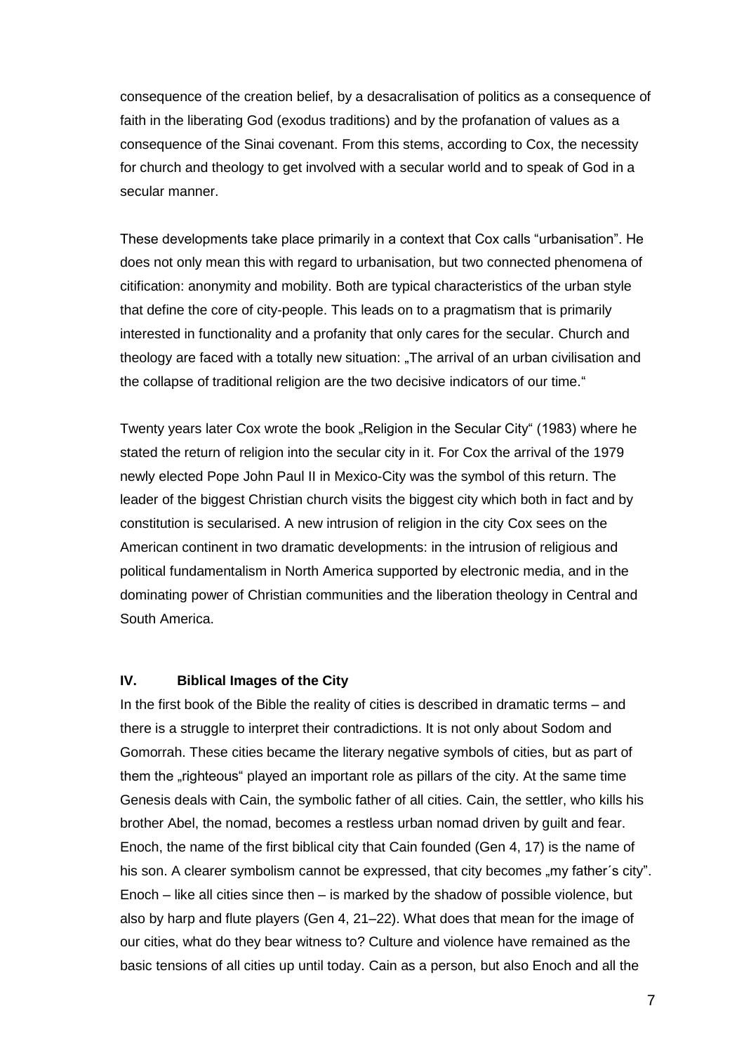consequence of the creation belief, by a desacralisation of politics as a consequence of faith in the liberating God (exodus traditions) and by the profanation of values as a consequence of the Sinai covenant. From this stems, according to Cox, the necessity for church and theology to get involved with a secular world and to speak of God in a secular manner.

These developments take place primarily in a context that Cox calls "urbanisation". He does not only mean this with regard to urbanisation, but two connected phenomena of citification: anonymity and mobility. Both are typical characteristics of the urban style that define the core of city-people. This leads on to a pragmatism that is primarily interested in functionality and a profanity that only cares for the secular. Church and theology are faced with a totally new situation: „The arrival of an urban civilisation and the collapse of traditional religion are the two decisive indicators of our time."

Twenty years later Cox wrote the book „Religion in the Secular City" (1983) where he stated the return of religion into the secular city in it. For Cox the arrival of the 1979 newly elected Pope John Paul II in Mexico-City was the symbol of this return. The leader of the biggest Christian church visits the biggest city which both in fact and by constitution is secularised. A new intrusion of religion in the city Cox sees on the American continent in two dramatic developments: in the intrusion of religious and political fundamentalism in North America supported by electronic media, and in the dominating power of Christian communities and the liberation theology in Central and South America.

## IV. Biblical Images of the City

In the first book of the Bible the reality of cities is described in dramatic terms – and there is a struggle to interpret their contradictions. It is not only about Sodom and Gomorrah. These cities became the literary negative symbols of cities, but as part of them the „righteous" played an important role as pillars of the city. At the same time Genesis deals with Cain, the symbolic father of all cities. Cain, the settler, who kills his brother Abel, the nomad, becomes a restless urban nomad driven by guilt and fear. Enoch, the name of the first biblical city that Cain founded (Gen 4, 17) is the name of his son. A clearer symbolism cannot be expressed, that city becomes „my father´s city". Enoch – like all cities since then – is marked by the shadow of possible violence, but also by harp and flute players (Gen 4, 21–22). What does that mean for the image of our cities, what do they bear witness to? Culture and violence have remained as the basic tensions of all cities up until today. Cain as a person, but also Enoch and all the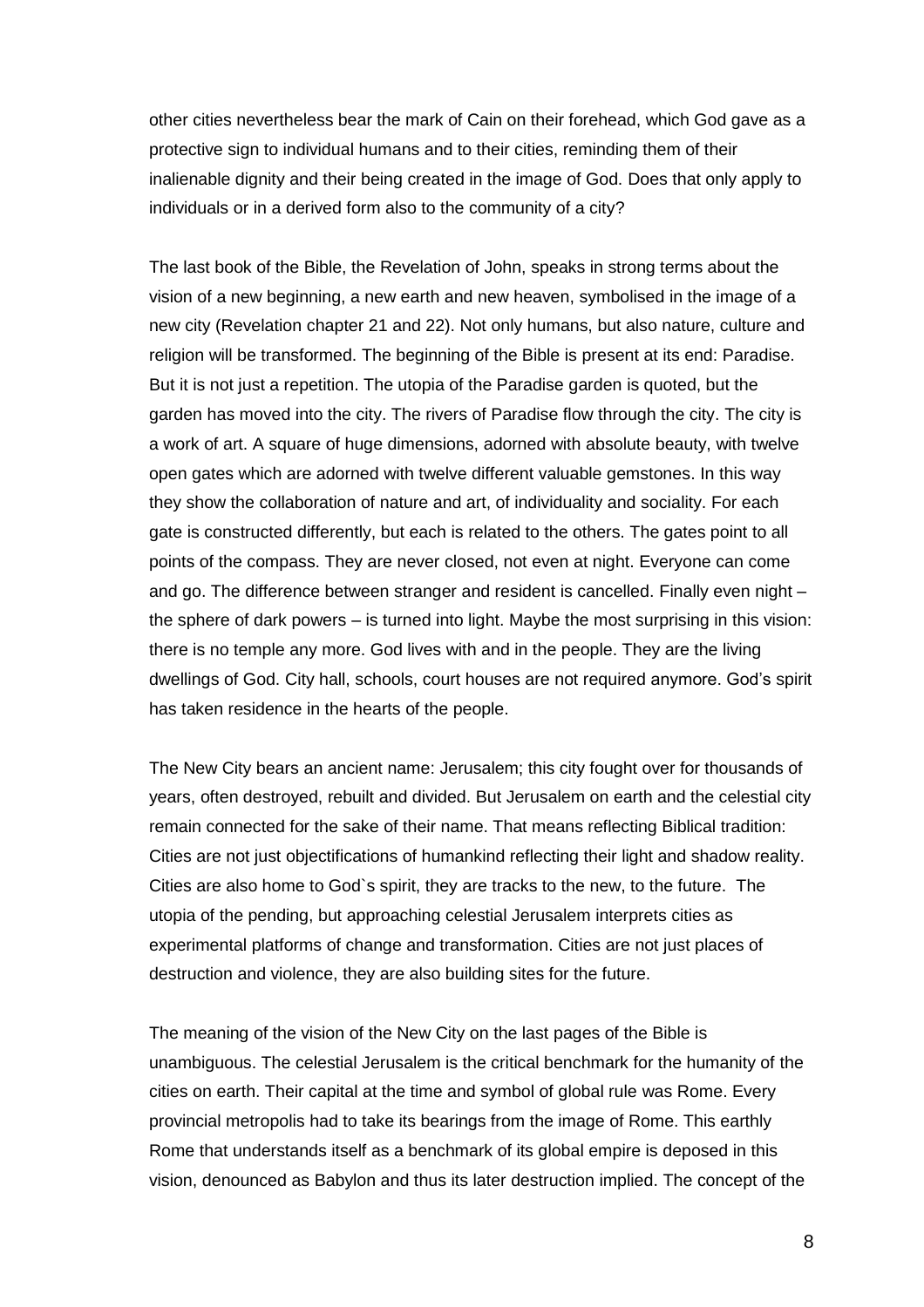other cities nevertheless bear the mark of Cain on their forehead, which God gave as a protective sign to individual humans and to their cities, reminding them of their inalienable dignity and their being created in the image of God. Does that only apply to individuals or in a derived form also to the community of a city?

The last book of the Bible, the Revelation of John, speaks in strong terms about the vision of a new beginning, a new earth and new heaven, symbolised in the image of a new city (Revelation chapter 21 and 22). Not only humans, but also nature, culture and religion will be transformed. The beginning of the Bible is present at its end: Paradise. But it is not just a repetition. The utopia of the Paradise garden is quoted, but the garden has moved into the city. The rivers of Paradise flow through the city. The city is a work of art. A square of huge dimensions, adorned with absolute beauty, with twelve open gates which are adorned with twelve different valuable gemstones. In this way they show the collaboration of nature and art, of individuality and sociality. For each gate is constructed differently, but each is related to the others. The gates point to all points of the compass. They are never closed, not even at night. Everyone can come and go. The difference between stranger and resident is cancelled. Finally even night – the sphere of dark powers – is turned into light. Maybe the most surprising in this vision: there is no temple any more. God lives with and in the people. They are the living dwellings of God. City hall, schools, court houses are not required anymore. God's spirit has taken residence in the hearts of the people.

The New City bears an ancient name: Jerusalem; this city fought over for thousands of years, often destroyed, rebuilt and divided. But Jerusalem on earth and the celestial city remain connected for the sake of their name. That means reflecting Biblical tradition: Cities are not just objectifications of humankind reflecting their light and shadow reality. Cities are also home to God`s spirit, they are tracks to the new, to the future. The utopia of the pending, but approaching celestial Jerusalem interprets cities as experimental platforms of change and transformation. Cities are not just places of destruction and violence, they are also building sites for the future.

The meaning of the vision of the New City on the last pages of the Bible is unambiguous. The celestial Jerusalem is the critical benchmark for the humanity of the cities on earth. Their capital at the time and symbol of global rule was Rome. Every provincial metropolis had to take its bearings from the image of Rome. This earthly Rome that understands itself as a benchmark of its global empire is deposed in this vision, denounced as Babylon and thus its later destruction implied. The concept of the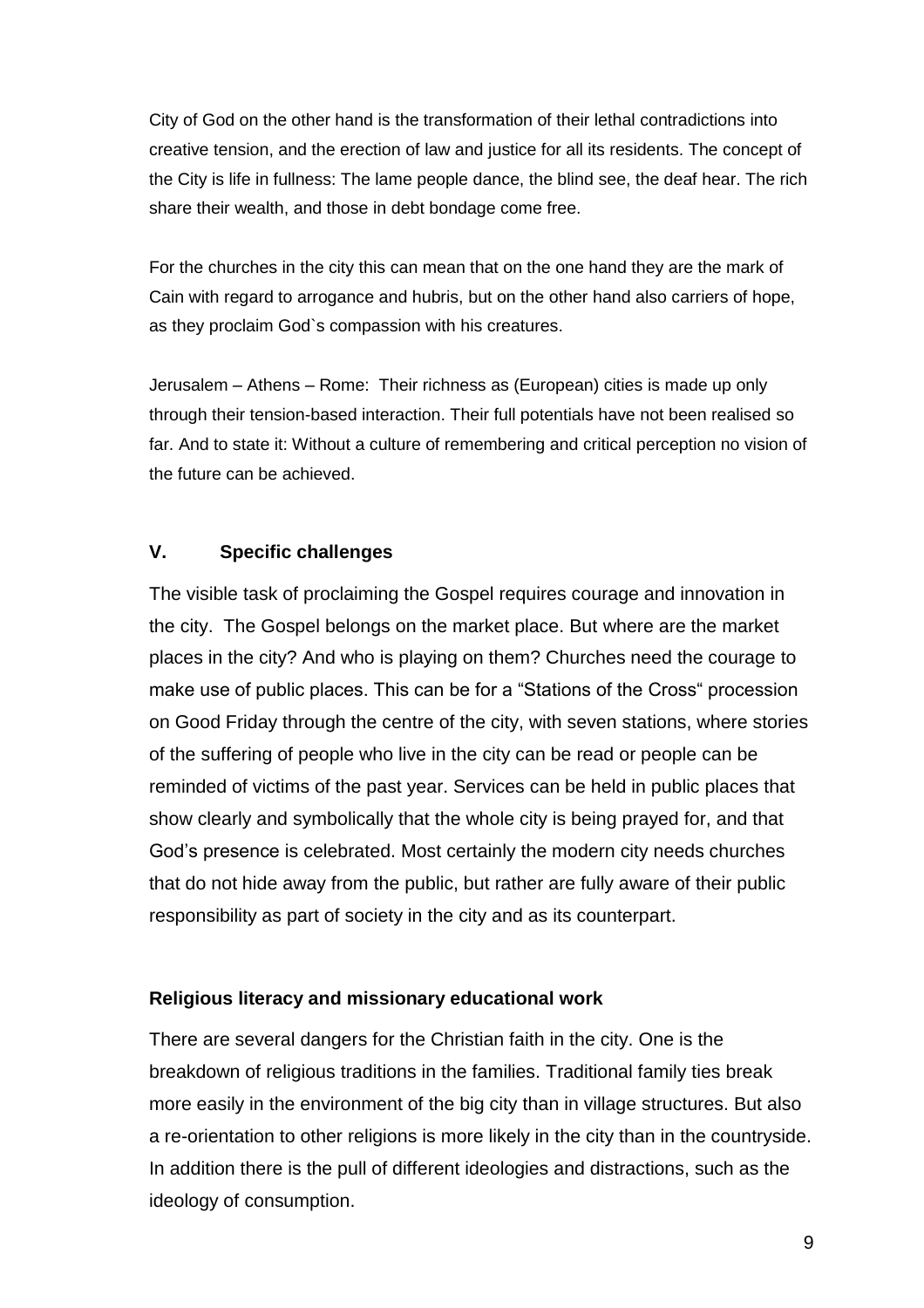City of God on the other hand is the transformation of their lethal contradictions into creative tension, and the erection of law and justice for all its residents. The concept of the City is life in fullness: The lame people dance, the blind see, the deaf hear. The rich share their wealth, and those in debt bondage come free.

For the churches in the city this can mean that on the one hand they are the mark of Cain with regard to arrogance and hubris, but on the other hand also carriers of hope, as they proclaim God`s compassion with his creatures.

Jerusalem – Athens – Rome: Their richness as (European) cities is made up only through their tension-based interaction. Their full potentials have not been realised so far. And to state it: Without a culture of remembering and critical perception no vision of the future can be achieved.

## V. Specific challenges

The visible task of proclaiming the Gospel requires courage and innovation in the city. The Gospel belongs on the market place. But where are the market places in the city? And who is playing on them? Churches need the courage to make use of public places. This can be for a "Stations of the Cross" procession on Good Friday through the centre of the city, with seven stations, where stories of the suffering of people who live in the city can be read or people can be reminded of victims of the past year. Services can be held in public places that show clearly and symbolically that the whole city is being prayed for, and that God's presence is celebrated. Most certainly the modern city needs churches that do not hide away from the public, but rather are fully aware of their public responsibility as part of society in the city and as its counterpart.

### Religious literacy and missionary educational work

There are several dangers for the Christian faith in the city. One is the breakdown of religious traditions in the families. Traditional family ties break more easily in the environment of the big city than in village structures. But also a re-orientation to other religions is more likely in the city than in the countryside. In addition there is the pull of different ideologies and distractions, such as the ideology of consumption.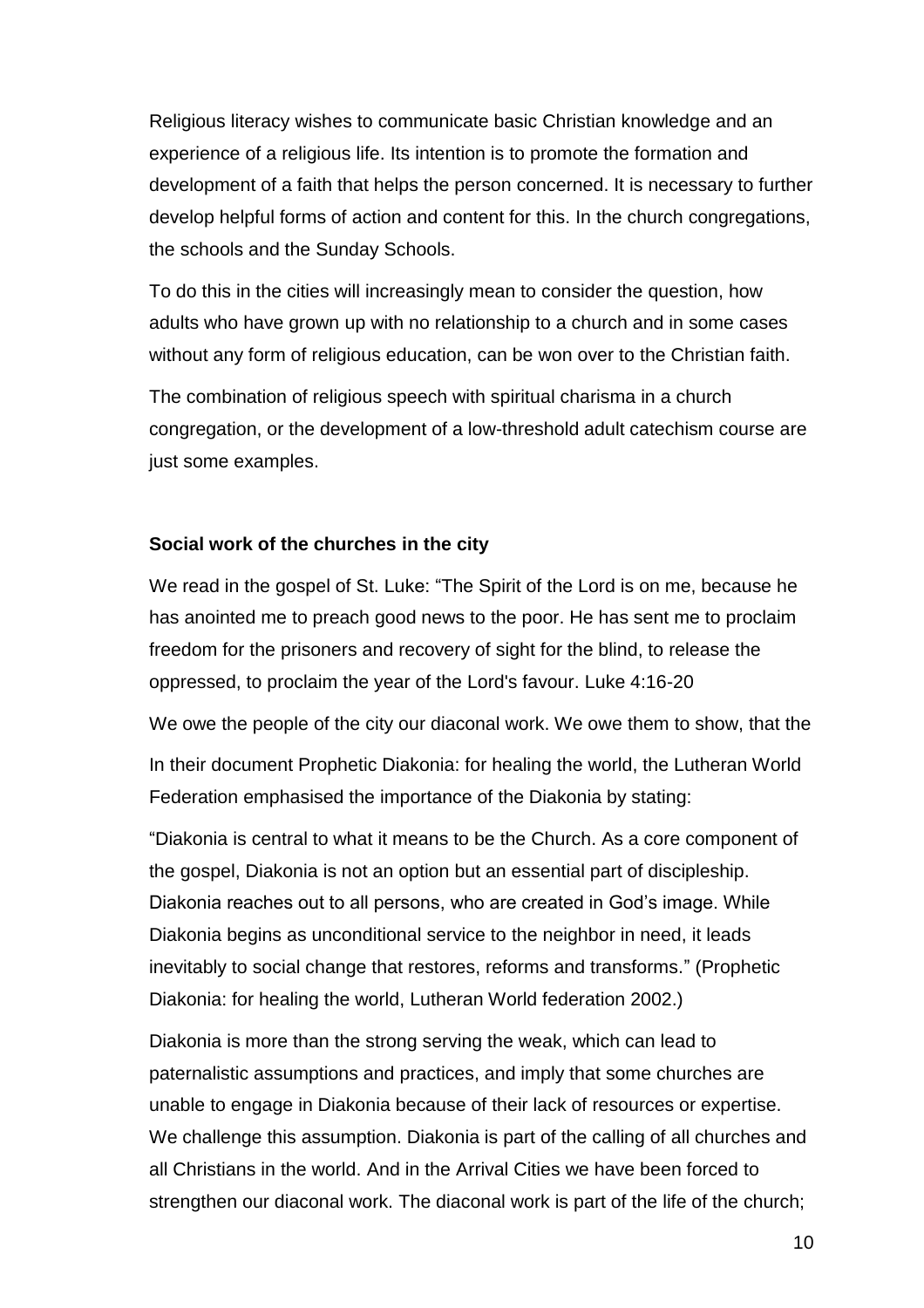Religious literacy wishes to communicate basic Christian knowledge and an experience of a religious life. Its intention is to promote the formation and development of a faith that helps the person concerned. It is necessary to further develop helpful forms of action and content for this. In the church congregations, the schools and the Sunday Schools.

To do this in the cities will increasingly mean to consider the question, how adults who have grown up with no relationship to a church and in some cases without any form of religious education, can be won over to the Christian faith.

The combination of religious speech with spiritual charisma in a church congregation, or the development of a low-threshold adult catechism course are just some examples.

**Social work of the churches in the city**

We read in the gospel of St. Luke: "The Spirit of the Lord is on me, because he has anointed me to preach good news to the poor. He has sent me to proclaim freedom for the prisoners and recovery of sight for the blind, to release the oppressed, to proclaim the year of the Lord's favour. Luke 4:16-20

We owe the people of the city our diaconal work. We owe them to show, that the

In their document Prophetic Diakonia: for healing the world, the Lutheran World Federation emphasised the importance of the Diakonia by stating:

"Diakonia is central to what it means to be the Church. As a core component of the gospel, Diakonia is not an option but an essential part of discipleship. Diakonia reaches out to all persons, who are created in God's image. While Diakonia begins as unconditional service to the neighbor in need, it leads inevitably to social change that restores, reforms and transforms." (Prophetic Diakonia: for healing the world, Lutheran World federation 2002.)

Diakonia is more than the strong serving the weak, which can lead to paternalistic assumptions and practices, and imply that some churches are unable to engage in Diakonia because of their lack of resources or expertise. We challenge this assumption. Diakonia is part of the calling of all churches and all Christians in the world. And in the Arrival Cities we have been forced to strengthen our diaconal work. The diaconal work is part of the life of the church;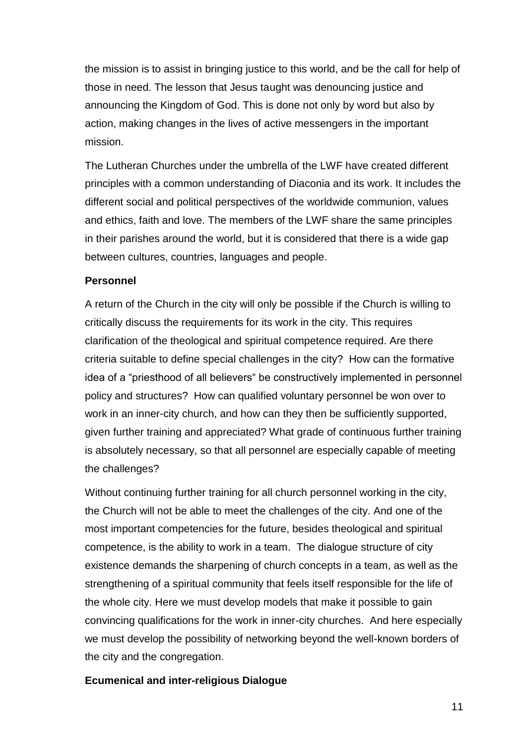the mission is to assist in bringing justice to this world, and be the call for help of those in need. The lesson that Jesus taught was denouncing justice and announcing the Kingdom of God. This is done not only by word but also by action, making changes in the lives of active messengers in the important mission.

The Lutheran Churches under the umbrella of the LWF have created different principles with a common understanding of Diaconia and its work. It includes the different social and political perspectives of the worldwide communion, values and ethics, faith and love. The members of the LWF share the same principles in their parishes around the world, but it is considered that there is a wide gap between cultures, countries, languages and people.

**Personnel**

A return of the Church in the city will only be possible if the Church is willing to critically discuss the requirements for its work in the city. This requires clarification of the theological and spiritual competence required. Are there criteria suitable to define special challenges in the city? How can the formative idea of a "priesthood of all believers" be constructively implemented in personnel policy and structures? How can qualified voluntary personnel be won over to work in an inner-city church, and how can they then be sufficiently supported, given further training and appreciated? What grade of continuous further training is absolutely necessary, so that all personnel are especially capable of meeting the challenges?

Without continuing further training for all church personnel working in the city, the Church will not be able to meet the challenges of the city. And one of the most important competencies for the future, besides theological and spiritual competence, is the ability to work in a team. The dialogue structure of city existence demands the sharpening of church concepts in a team, as well as the strengthening of a spiritual community that feels itself responsible for the life of the whole city. Here we must develop models that make it possible to gain convincing qualifications for the work in inner-city churches. And here especially we must develop the possibility of networking beyond the well-known borders of the city and the congregation.

**Ecumenical and inter-religious Dialogue**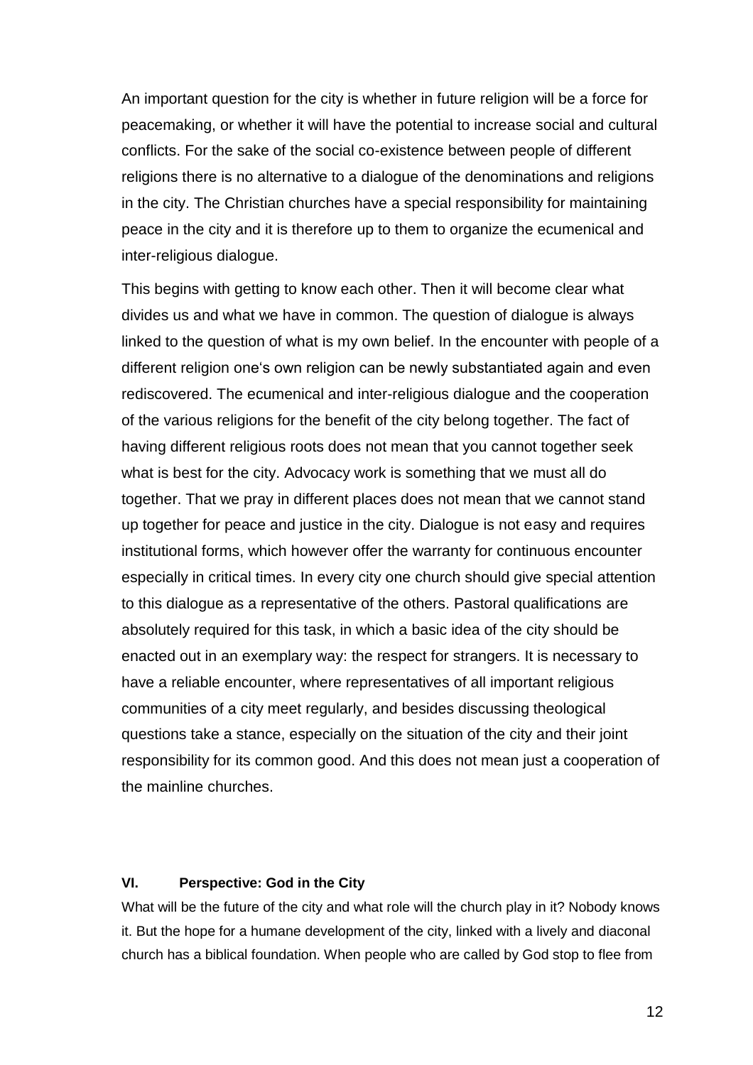An important question for the city is whether in future religion will be a force for peacemaking, or whether it will have the potential to increase social and cultural conflicts. For the sake of the social co-existence between people of different religions there is no alternative to a dialogue of the denominations and religions in the city. The Christian churches have a special responsibility for maintaining peace in the city and it is therefore up to them to organize the ecumenical and inter-religious dialogue.

This begins with getting to know each other. Then it will become clear what divides us and what we have in common. The question of dialogue is always linked to the question of what is my own belief. In the encounter with people of a different religion one's own religion can be newly substantiated again and even rediscovered. The ecumenical and inter-religious dialogue and the cooperation of the various religions for the benefit of the city belong together. The fact of having different religious roots does not mean that you cannot together seek what is best for the city. Advocacy work is something that we must all do together. That we pray in different places does not mean that we cannot stand up together for peace and justice in the city. Dialogue is not easy and requires institutional forms, which however offer the warranty for continuous encounter especially in critical times. In every city one church should give special attention to this dialogue as a representative of the others. Pastoral qualifications are absolutely required for this task, in which a basic idea of the city should be enacted out in an exemplary way: the respect for strangers. It is necessary to have a reliable encounter, where representatives of all important religious communities of a city meet regularly, and besides discussing theological questions take a stance, especially on the situation of the city and their joint responsibility for its common good. And this does not mean just a cooperation of the mainline churches.

## VI. Perspective: God in the City

What will be the future of the city and what role will the church play in it? Nobody knows it. But the hope for a humane development of the city, linked with a lively and diaconal church has a biblical foundation. When people who are called by God stop to flee from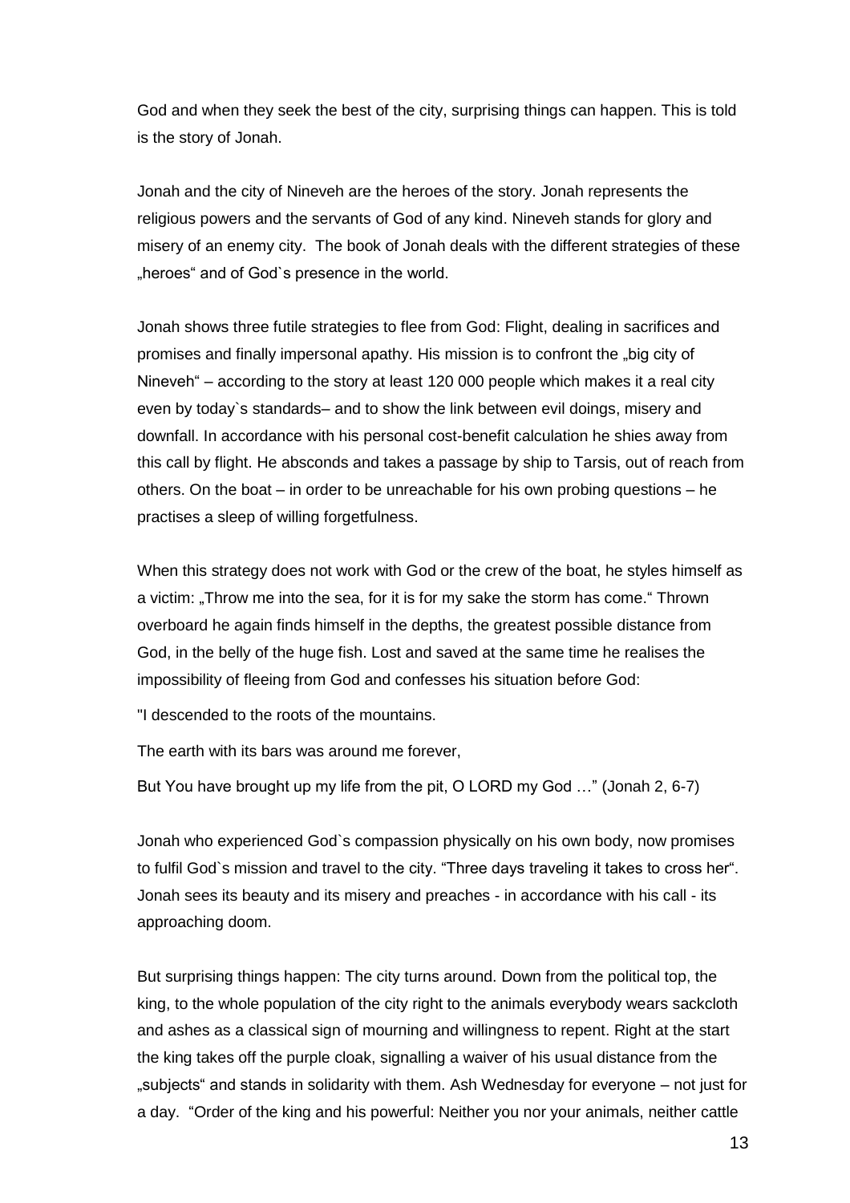God and when they seek the best of the city, surprising things can happen. This is told is the story of Jonah.

Jonah and the city of Nineveh are the heroes of the story. Jonah represents the religious powers and the servants of God of any kind. Nineveh stands for glory and misery of an enemy city. The book of Jonah deals with the different strategies of these „heroes“ and of God`s presence in the world.

Jonah shows three futile strategies to flee from God: Flight, dealing in sacrifices and promises and finally impersonal apathy. His mission is to confront the „big city of Nineveh“ – according to the story at least 120 000 people which makes it a real city even by today`s standards– and to show the link between evil doings, misery and downfall. In accordance with his personal cost-benefit calculation he shies away from this call by flight. He absconds and takes a passage by ship to Tarsis, out of reach from others. On the boat – in order to be unreachable for his own probing questions – he practises a sleep of willing forgetfulness.

When this strategy does not work with God or the crew of the boat, he styles himself as a victim: „Throw me into the sea, for it is for my sake the storm has come.“ Thrown overboard he again finds himself in the depths, the greatest possible distance from God, in the belly of the huge fish. Lost and saved at the same time he realises the impossibility of fleeing from God and confesses his situation before God:

"I descended to the roots of the mountains.

The earth with its bars was around me forever,

But You have brought up my life from the pit, O LORD my God …" (Jonah 2, 6-7)

Jonah who experienced God`s compassion physically on his own body, now promises to fulfil God`s mission and travel to the city. “Three days traveling it takes to cross her“. Jonah sees its beauty and its misery and preaches - in accordance with his call - its approaching doom.

But surprising things happen: The city turns around. Down from the political top, the king, to the whole population of the city right to the animals everybody wears sackcloth and ashes as a classical sign of mourning and willingness to repent. Right at the start the king takes off the purple cloak, signalling a waiver of his usual distance from the „subjects“ and stands in solidarity with them. Ash Wednesday for everyone – not just for a day. “Order of the king and his powerful: Neither you nor your animals, neither cattle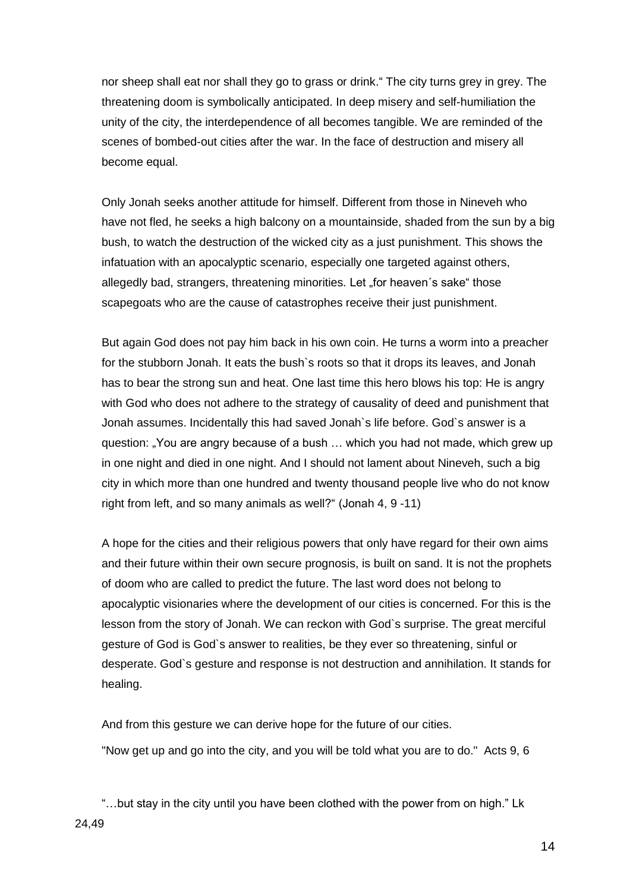nor sheep shall eat nor shall they go to grass or drink." The city turns grey in grey. The threatening doom is symbolically anticipated. In deep misery and self-humiliation the unity of the city, the interdependence of all becomes tangible. We are reminded of the scenes of bombed-out cities after the war. In the face of destruction and misery all become equal.

Only Jonah seeks another attitude for himself. Different from those in Nineveh who have not fled, he seeks a high balcony on a mountainside, shaded from the sun by a big bush, to watch the destruction of the wicked city as a just punishment. This shows the infatuation with an apocalyptic scenario, especially one targeted against others, allegedly bad, strangers, threatening minorities. Let „for heaven´s sake" those scapegoats who are the cause of catastrophes receive their just punishment.

But again God does not pay him back in his own coin. He turns a worm into a preacher for the stubborn Jonah. It eats the bush`s roots so that it drops its leaves, and Jonah has to bear the strong sun and heat. One last time this hero blows his top: He is angry with God who does not adhere to the strategy of causality of deed and punishment that Jonah assumes. Incidentally this had saved Jonah`s life before. God`s answer is a question: „You are angry because of a bush … which you had not made, which grew up in one night and died in one night. And I should not lament about Nineveh, such a big city in which more than one hundred and twenty thousand people live who do not know right from left, and so many animals as well?" (Jonah 4, 9 -11)

A hope for the cities and their religious powers that only have regard for their own aims and their future within their own secure prognosis, is built on sand. It is not the prophets of doom who are called to predict the future. The last word does not belong to apocalyptic visionaries where the development of our cities is concerned. For this is the lesson from the story of Jonah. We can reckon with God`s surprise. The great merciful gesture of God is God`s answer to realities, be they ever so threatening, sinful or desperate. God`s gesture and response is not destruction and annihilation. It stands for healing.

And from this gesture we can derive hope for the future of our cities.

"Now get up and go into the city, and you will be told what you are to do." Acts 9, 6

"…but stay in the city until you have been clothed with the power from on high." Lk 24,49